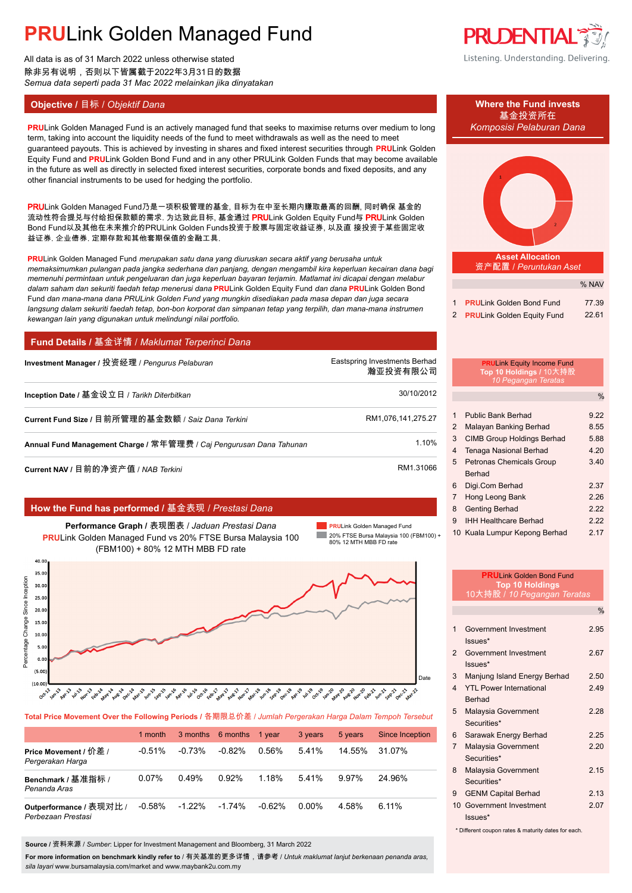# PRULink Golden Managed Fund

All data is as of 31 March 2022 unless otherwise stated
除非另有说明，否则以下皆属截于2022年3月31日的数据
*Semua data seperti pada 31 Mac 2022 melainkan jika dinyatakan*

## Objective / 目标 / *Objektif Dana*

**PRU**Link Golden Managed Fund is an actively managed fund that seeks to maximise returns over medium to long term, taking into account the liquidity needs of the fund to meet withdrawals as well as the need to meet guaranteed payouts. This is achieved by investing in shares and fixed interest securities through **PRU**Link Golden Equity Fund and **PRU**Link Golden Bond Fund and in any other PRULink Golden Funds that may become available in the future as well as directly in selected fixed interest securities, corporate bonds and fixed deposits, and any other financial instruments to be used for hedging the portfolio.

**PRU**Link Golden Managed Fund乃是一项积极管理的基金, 目标为在中至长期内赚取最高的回酬, 同时确保 基金的流动性符合提兑与付给担保款额的需求. 为达致此目标, 基金通过 **PRU**Link Golden Equity Fund与 **PRU**Link Golden Bond Fund以及其他在未来推介的PRULink Golden Funds投资于股票与固定收益证券, 以及直 接投资于某些固定收益证券, 企业债券, 定期存款和其他套期保值的金融工具.

**PRU**Link Golden Managed Fund *merupakan satu dana yang diuruskan secara aktif yang berusaha untuk memaksimumkan pulangan pada jangka sederhana dan panjang, dengan mengambil kira keperluan kecairan dana bagi memenuhi permintaan untuk pengeluaran dan juga keperluan bayaran terjamin. Matlamat ini dicapai dengan melabur dalam saham dan sekuriti faedah tetap menerusi dana* **PRU**Link Golden Equity Fund *dan dana* **PRU**Link Golden Bond Fund *dan mana-mana dana PRULink Golden Fund yang mungkin disediakan pada masa depan dan juga secara langsung dalam sekuriti faedah tetap, bon-bon korporat dan simpanan tetap yang terpilih, dan mana-mana instrumen kewangan lain yang digunakan untuk melindungi nilai portfolio.*

## Fund Details / 基金详情 / *Maklumat Terperinci Dana*

| | |
|---|---|
| **Investment Manager** / 投资经理 / *Pengurus Pelaburan* | Eastspring Investments Berhad 瀚亚投资有限公司 |
| **Inception Date** / 基金设立日 / *Tarikh Diterbitkan* | 30/10/2012 |
| **Current Fund Size** / 目前所管理的基金数额 / *Saiz Dana Terkini* | RM1,076,141,275.27 |
| **Annual Fund Management Charge** / 常年管理费 / *Caj Pengurusan Dana Tahunan* | 1.10% |
| **Current NAV** / 目前的净资产值 / *NAB Terkini* | RM1.31066 |

## How the Fund has performed / 基金表现 / *Prestasi Dana*

**Performance Graph** / 表现图表 / *Jaduan Prestasi Dana*
**PRU**Link Golden Managed Fund vs 20% FTSE Bursa Malaysia 100 (FBM100) + 80% 12 MTH MBB FD rate

**Total Price Movement Over the Following Periods** / 各期限总价差 / *Jumlah Pergerakan Harga Dalam Tempoh Tersebut*

| | 1 month | 3 months | 6 months | 1 year | 3 years | 5 years | Since Inception |
|---|---|---|---|---|---|---|---|
| **Price Movement** / 价差 / *Pergerakan Harga* | -0.51% | -0.73% | -0.82% | 0.56% | 5.41% | 14.55% | 31.07% |
| **Benchmark** / 基准指标 / *Penanda Aras* | 0.07% | 0.49% | 0.92% | 1.18% | 5.41% | 9.97% | 24.96% |
| **Outperformance** / 表现对比 / *Perbezaan Prestasi* | -0.58% | -1.22% | -1.74% | -0.62% | 0.00% | 4.58% | 6.11% |

**Source** / 资料来源 / *Sumber*: Lipper for Investment Management and Bloomberg, 31 March 2022

**For more information on benchmark kindly refer to** / 有关基准的更多详情，请参考 / *Untuk maklumat lanjut berkenaan penanda aras, sila layari* www.bursamalaysia.com/market and www.maybank2u.com.my

## Where the Fund invests / 基金投资所在 / *Komposisi Pelaburan Dana*

**Asset Allocation** / 资产配置 / *Peruntukan Aset*

| | | % NAV |
|---|---|---|
| 1 | **PRU**Link Golden Bond Fund | 77.39 |
| 2 | **PRU**Link Golden Equity Fund | 22.61 |

**PRU**Link Equity Income Fund **Top 10 Holdings** / 10大持股 / *10 Pegangan Teratas*

| | | % |
|---|---|---|
| 1 | Public Bank Berhad | 9.22 |
| 2 | Malayan Banking Berhad | 8.55 |
| 3 | CIMB Group Holdings Berhad | 5.88 |
| 4 | Tenaga Nasional Berhad | 4.20 |
| 5 | Petronas Chemicals Group Berhad | 3.40 |
| 6 | Digi.Com Berhad | 2.37 |
| 7 | Hong Leong Bank | 2.26 |
| 8 | Genting Berhad | 2.22 |
| 9 | IHH Healthcare Berhad | 2.22 |
| 10 | Kuala Lumpur Kepong Berhad | 2.17 |

**PRU**Link Golden Bond Fund **Top 10 Holdings** 10大持股 / *10 Pegangan Teratas*

| | | % |
|---|---|---|
| 1 | Government Investment Issues* | 2.95 |
| 2 | Government Investment Issues* | 2.67 |
| 3 | Manjung Island Energy Berhad | 2.50 |
| 4 | YTL Power International Berhad | 2.49 |
| 5 | Malaysia Government Securities* | 2.28 |
| 6 | Sarawak Energy Berhad | 2.25 |
| 7 | Malaysia Government Securities* | 2.20 |
| 8 | Malaysia Government Securities* | 2.15 |
| 9 | GENM Capital Berhad | 2.13 |
| 10 | Government Investment Issues* | 2.07 |

\* Different coupon rates & maturity dates for each.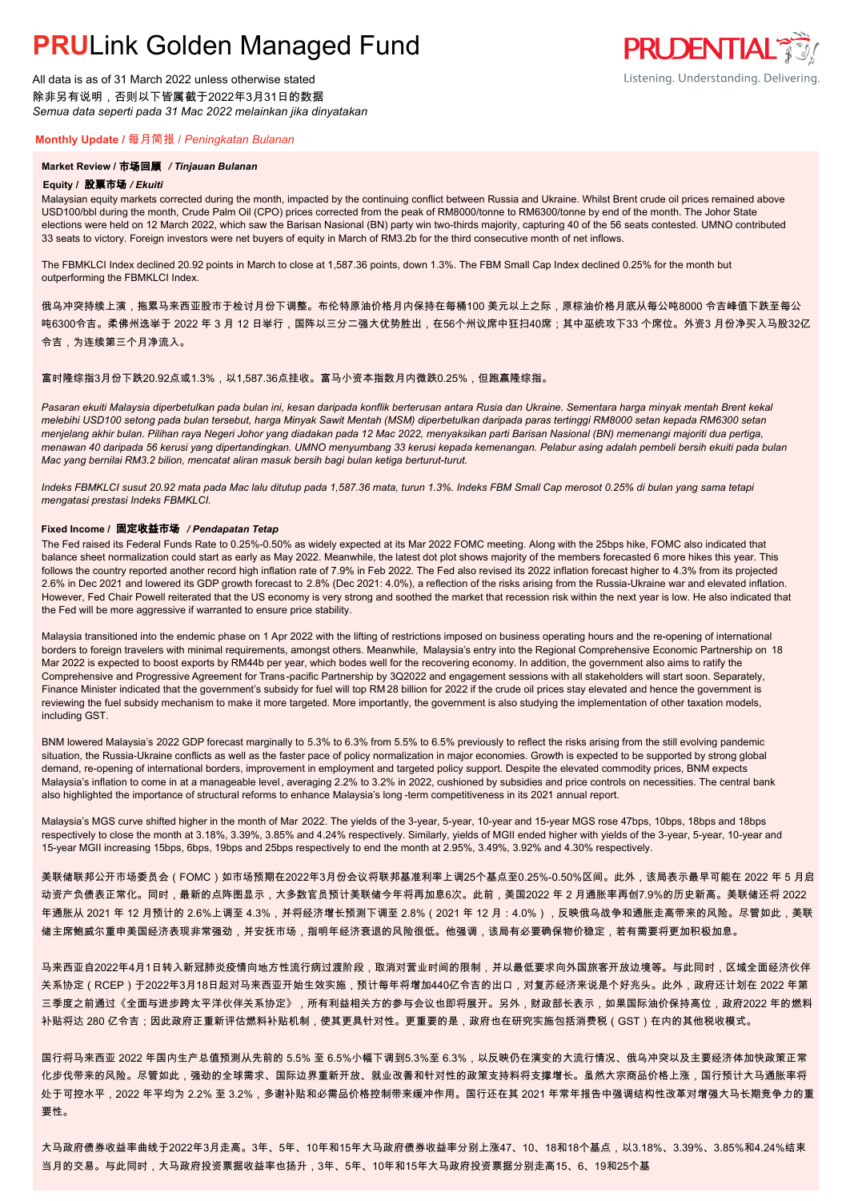# **PRU**Link Golden Managed Fund

All data is as of 31 March 2022 unless otherwise stated
除非另有说明，否则以下皆属截于2022年3月31日的数据
*Semua data seperti pada 31 Mac 2022 melainkan jika dinyatakan*

Listening. Understanding. Delivering.

## Monthly Update / 每月简报 / *Peningkatan Bulanan*

### Market Review / 市场回顾 / *Tinjauan Bulanan*

#### Equity / 股票市场 / *Ekuiti*

Malaysian equity markets corrected during the month, impacted by the continuing conflict between Russia and Ukraine. Whilst Brent crude oil prices remained above USD100/bbl during the month, Crude Palm Oil (CPO) prices corrected from the peak of RM8000/tonne to RM6300/tonne by end of the month. The Johor State elections were held on 12 March 2022, which saw the Barisan Nasional (BN) party win two-thirds majority, capturing 40 of the 56 seats contested. UMNO contributed 33 seats to victory. Foreign investors were net buyers of equity in March of RM3.2b for the third consecutive month of net inflows.

The FBMKLCI Index declined 20.92 points in March to close at 1,587.36 points, down 1.3%. The FBM Small Cap Index declined 0.25% for the month but outperforming the FBMKLCI Index.

俄乌冲突持续上演，拖累马来西亚股市于检讨月份下调整。布伦特原油价格月内保持在每桶100 美元以上之际，原棕油价格月底从每公吨8000 令吉峰值下跌至每公吨6300令吉。柔佛州选举于 2022 年 3 月 12 日举行，国阵以三分二强大优势胜出，在56个州议席中狂扫40席；其中巫统攻下33 个席位。外资3 月份净买入马股32亿令吉，为连续第三个月净流入。

富时隆综指3月份下跌20.92点或1.3%，以1,587.36点挂收。富马小资本指数月内微跌0.25%，但跑赢隆综指。

*Pasaran ekuiti Malaysia diperbetulkan pada bulan ini, kesan daripada konflik berterusan antara Rusia dan Ukraine. Sementara harga minyak mentah Brent kekal melebihi USD100 setong pada bulan tersebut, harga Minyak Sawit Mentah (MSM) diperbetulkan daripada paras tertinggi RM8000 setan kepada RM6300 setan menjelang akhir bulan. Pilihan raya Negeri Johor yang diadakan pada 12 Mac 2022, menyaksikan parti Barisan Nasional (BN) memenangi majoriti dua pertiga, menawan 40 daripada 56 kerusi yang dipertandingkan. UMNO menyumbang 33 kerusi kepada kemenangan. Pelabur asing adalah pembeli bersih ekuiti pada bulan Mac yang bernilai RM3.2 bilion, mencatat aliran masuk bersih bagi bulan ketiga berturut-turut.*

*Indeks FBMKLCI susut 20.92 mata pada Mac lalu ditutup pada 1,587.36 mata, turun 1.3%. Indeks FBM Small Cap merosot 0.25% di bulan yang sama tetapi mengatasi prestasi Indeks FBMKLCI.*

#### Fixed Income / 固定收益市场 / *Pendapatan Tetap*

The Fed raised its Federal Funds Rate to 0.25%-0.50% as widely expected at its Mar 2022 FOMC meeting. Along with the 25bps hike, FOMC also indicated that balance sheet normalization could start as early as May 2022. Meanwhile, the latest dot plot shows majority of the members forecasted 6 more hikes this year. This follows the country reported another record high inflation rate of 7.9% in Feb 2022. The Fed also revised its 2022 inflation forecast higher to 4.3% from its projected 2.6% in Dec 2021 and lowered its GDP growth forecast to 2.8% (Dec 2021: 4.0%), a reflection of the risks arising from the Russia-Ukraine war and elevated inflation. However, Fed Chair Powell reiterated that the US economy is very strong and soothed the market that recession risk within the next year is low. He also indicated that the Fed will be more aggressive if warranted to ensure price stability.

Malaysia transitioned into the endemic phase on 1 Apr 2022 with the lifting of restrictions imposed on business operating hours and the re-opening of international borders to foreign travelers with minimal requirements, amongst others. Meanwhile, Malaysia's entry into the Regional Comprehensive Economic Partnership on 18 Mar 2022 is expected to boost exports by RM44b per year, which bodes well for the recovering economy. In addition, the government also aims to ratify the Comprehensive and Progressive Agreement for Trans-pacific Partnership by 3Q2022 and engagement sessions with all stakeholders will start soon. Separately, Finance Minister indicated that the government's subsidy for fuel will top RM 28 billion for 2022 if the crude oil prices stay elevated and hence the government is reviewing the fuel subsidy mechanism to make it more targeted. More importantly, the government is also studying the implementation of other taxation models, including GST.

BNM lowered Malaysia's 2022 GDP forecast marginally to 5.3% to 6.3% from 5.5% to 6.5% previously to reflect the risks arising from the still evolving pandemic situation, the Russia-Ukraine conflicts as well as the faster pace of policy normalization in major economies. Growth is expected to be supported by strong global demand, re-opening of international borders, improvement in employment and targeted policy support. Despite the elevated commodity prices, BNM expects Malaysia's inflation to come in at a manageable level, averaging 2.2% to 3.2% in 2022, cushioned by subsidies and price controls on necessities. The central bank also highlighted the importance of structural reforms to enhance Malaysia's long-term competitiveness in its 2021 annual report.

Malaysia's MGS curve shifted higher in the month of Mar 2022. The yields of the 3-year, 5-year, 10-year and 15-year MGS rose 47bps, 10bps, 18bps and 18bps respectively to close the month at 3.18%, 3.39%, 3.85% and 4.24% respectively. Similarly, yields of MGII ended higher with yields of the 3-year, 5-year, 10-year and 15-year MGII increasing 15bps, 6bps, 19bps and 25bps respectively to end the month at 2.95%, 3.49%, 3.92% and 4.30% respectively.

美联储联邦公开市场委员会（FOMC）如市场预期在2022年3月份会议将联邦基准利率上调25个基点至0.25%-0.50%区间。此外，该局表示最早可能在 2022 年 5 月启动资产负债表正常化。同时，最新的点阵图显示，大多数官员预计美联储今年将再加息6次。此前，美国2022 年 2 月通胀率再创7.9%的历史新高。美联储还将 2022 年通胀从 2021 年 12 月预计的 2.6%上调至 4.3%，并将经济增长预测下调至 2.8%（2021 年 12 月：4.0%），反映俄乌战争和通胀走高带来的风险。尽管如此，美联储主席鲍威尔重申美国经济表现非常强劲，并安抚市场，指明年经济衰退的风险很低。他强调，该局有必要确保物价稳定，若有需要将更加积极加息。

马来西亚自2022年4月1日转入新冠肺炎疫情向地方性流行病过渡阶段，取消对营业时间的限制，并以最低要求向外国旅客开放边境等。与此同时，区域全面经济伙伴关系协定（RCEP）于2022年3月18日起对马来西亚开始生效实施，预计每年将增加440亿令吉的出口，对复苏经济来说是个好兆头。此外，政府还计划在 2022 年第三季度之前通过《全面与进步跨太平洋伙伴关系协定》，所有利益相关方的参与会议也即将展开。另外，财政部长表示，如果国际油价保持高位，政府2022 年的燃料补贴将达 280 亿令吉；因此政府正重新评估燃料补贴机制，使其更具针对性。更重要的是，政府也在研究实施包括消费税（GST）在内的其他税收模式。

国行将马来西亚 2022 年国内生产总值预测从先前的 5.5% 至 6.5%小幅下调到5.3%至 6.3%，以反映仍在演变的大流行情况、俄乌冲突以及主要经济体加快政策正常化步伐带来的风险。尽管如此，强劲的全球需求、国际边界重新开放、就业改善和针对性的政策支持料将支撑增长。虽然大宗商品价格上涨，国行预计大马通胀率将处于可控水平，2022 年平均为 2.2% 至 3.2%，多谢补贴和必需品价格控制带来缓冲作用。国行还在其 2021 年常年报告中强调结构性改革对增强大马长期竞争力的重要性。

大马政府债券收益率曲线于2022年3月走高。3年、5年、10年和15年大马政府债券收益率分别上涨47、10、18和18个基点，以3.18%、3.39%、3.85%和4.24%结束当月的交易。与此同时，大马政府投资票据收益率也扬升，3年、5年、10年和15年大马政府投资票据分别走高15、6、19和25个基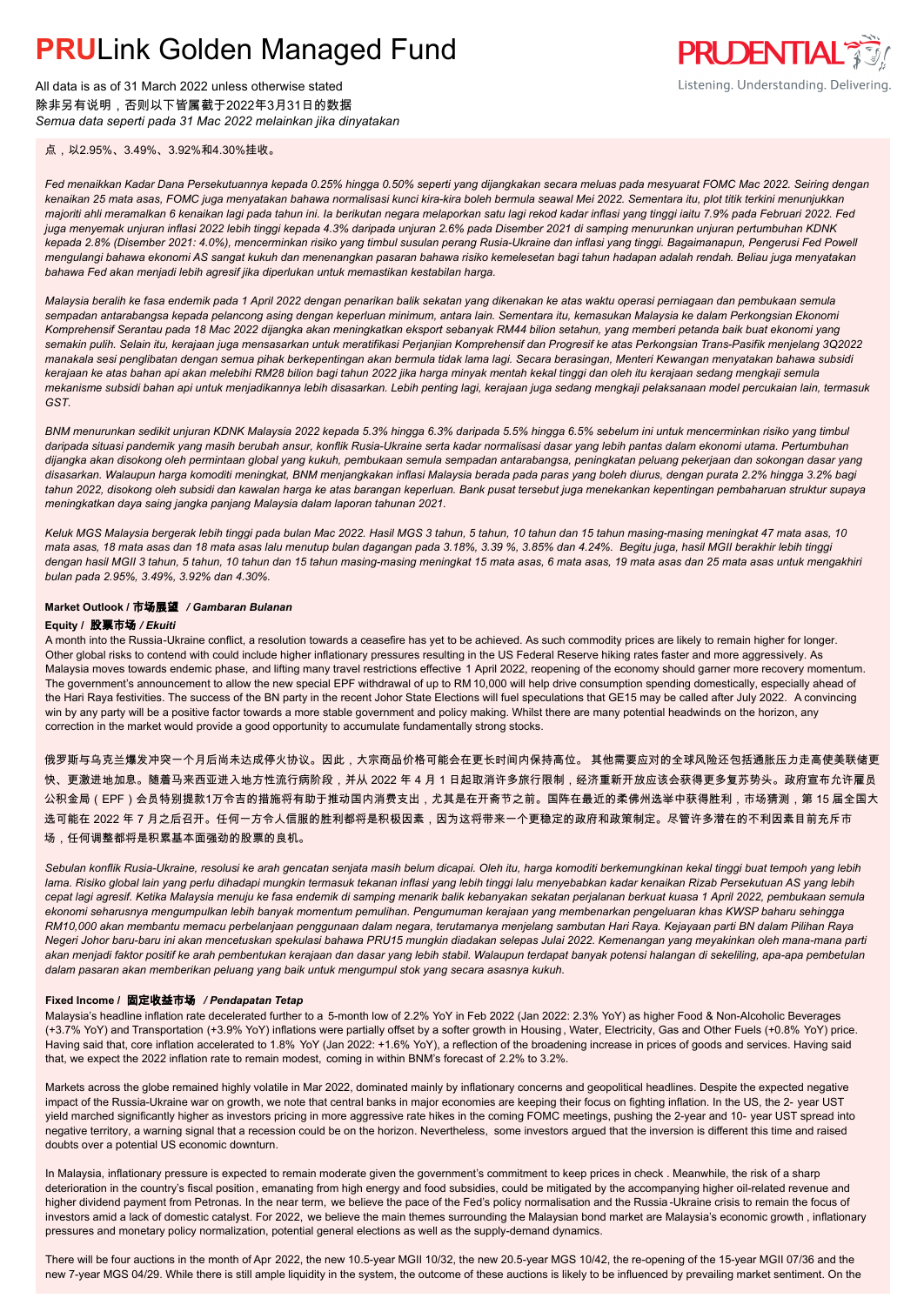点，以2.95%、3.49%、3.92%和4.30%挂收。

*Fed menaikkan Kadar Dana Persekutuannya kepada 0.25% hingga 0.50% seperti yang dijangkakan secara meluas pada mesyuarat FOMC Mac 2022. Seiring dengan kenaikan 25 mata asas, FOMC juga menyatakan bahawa normalisasi kunci kira-kira boleh bermula seawal Mei 2022. Sementara itu, plot titik terkini menunjukkan majoriti ahli meramalkan 6 kenaikan lagi pada tahun ini. Ia berikutan negara melaporkan satu lagi rekod kadar inflasi yang tinggi iaitu 7.9% pada Februari 2022. Fed juga menyemak unjuran inflasi 2022 lebih tinggi kepada 4.3% daripada unjuran 2.6% pada Disember 2021 di samping menurunkan unjuran pertumbuhan KDNK kepada 2.8% (Disember 2021: 4.0%), mencerminkan risiko yang timbul susulan perang Rusia-Ukraine dan inflasi yang tinggi. Bagaimanapun, Pengerusi Fed Powell mengulangi bahawa ekonomi AS sangat kukuh dan menenangkan pasaran bahawa risiko kemelesetan bagi tahun hadapan adalah rendah. Beliau juga menyatakan bahawa Fed akan menjadi lebih agresif jika diperlukan untuk memastikan kestabilan harga.*

*Malaysia beralih ke fasa endemik pada 1 April 2022 dengan penarikan balik sekatan yang dikenakan ke atas waktu operasi perniagaan dan pembukaan semula sempadan antarabangsa kepada pelancong asing dengan keperluan minimum, antara lain. Sementara itu, kemasukan Malaysia ke dalam Perkongsian Ekonomi Komprehensif Serantau pada 18 Mac 2022 dijangka akan meningkatkan eksport sebanyak RM44 bilion setahun, yang memberi petanda baik buat ekonomi yang semakin pulih. Selain itu, kerajaan juga mensasarkan untuk meratifikasi Perjanjian Komprehensif dan Progresif ke atas Perkongsian Trans-Pasifik menjelang 3Q2022 manakala sesi penglibatan dengan semua pihak berkepentingan akan bermula tidak lama lagi. Secara berasingan, Menteri Kewangan menyatakan bahawa subsidi kerajaan ke atas bahan api akan melebihi RM28 bilion bagi tahun 2022 jika harga minyak mentah kekal tinggi dan oleh itu kerajaan sedang mengkaji semula mekanisme subsidi bahan api untuk menjadikannya lebih disasarkan. Lebih penting lagi, kerajaan juga sedang mengkaji pelaksanaan model percukaian lain, termasuk GST.*

*BNM menurunkan sedikit unjuran KDNK Malaysia 2022 kepada 5.3% hingga 6.3% daripada 5.5% hingga 6.5% sebelum ini untuk mencerminkan risiko yang timbul daripada situasi pandemik yang masih berubah ansur, konflik Rusia-Ukraine serta kadar normalisasi dasar yang lebih pantas dalam ekonomi utama. Pertumbuhan dijangka akan disokong oleh permintaan global yang kukuh, pembukaan semula sempadan antarabangsa, peningkatan peluang pekerjaan dan sokongan dasar yang disasarkan. Walaupun harga komoditi meningkat, BNM menjangkakan inflasi Malaysia berada pada paras yang boleh diurus, dengan purata 2.2% hingga 3.2% bagi tahun 2022, disokong oleh subsidi dan kawalan harga ke atas barangan keperluan. Bank pusat tersebut juga menekankan kepentingan pembaharuan struktur supaya meningkatkan daya saing jangka panjang Malaysia dalam laporan tahunan 2021.*

*Keluk MGS Malaysia bergerak lebih tinggi pada bulan Mac 2022. Hasil MGS 3 tahun, 5 tahun, 10 tahun dan 15 tahun masing-masing meningkat 47 mata asas, 10 mata asas, 18 mata asas dan 18 mata asas lalu menutup bulan dagangan pada 3.18%, 3.39 %, 3.85% dan 4.24%. Begitu juga, hasil MGII berakhir lebih tinggi dengan hasil MGII 3 tahun, 5 tahun, 10 tahun dan 15 tahun masing-masing meningkat 15 mata asas, 6 mata asas, 19 mata asas dan 25 mata asas untuk mengakhiri bulan pada 2.95%, 3.49%, 3.92% dan 4.30%.*

## Market Outlook / 市场展望 / *Gambaran Bulanan*

### Equity / 股票市场 / *Ekuiti*

A month into the Russia-Ukraine conflict, a resolution towards a ceasefire has yet to be achieved. As such commodity prices are likely to remain higher for longer. Other global risks to contend with could include higher inflationary pressures resulting in the US Federal Reserve hiking rates faster and more aggressively. As Malaysia moves towards endemic phase, and lifting many travel restrictions effective 1 April 2022, reopening of the economy should garner more recovery momentum. The government's announcement to allow the new special EPF withdrawal of up to RM 10,000 will help drive consumption spending domestically, especially ahead of the Hari Raya festivities. The success of the BN party in the recent Johor State Elections will fuel speculations that GE15 may be called after July 2022. A convincing win by any party will be a positive factor towards a more stable government and policy making. Whilst there are many potential headwinds on the horizon, any correction in the market would provide a good opportunity to accumulate fundamentally strong stocks.

俄罗斯与乌克兰爆发冲突一个月后尚未达成停火协议。因此，大宗商品价格可能会在更长时间内保持高位。 其他需要应对的全球风险还包括通胀压力走高使美联储更快、更激进地加息。随着马来西亚进入地方性流行病阶段，并从 2022 年 4 月 1 日起取消许多旅行限制，经济重新开放应该会获得更多复苏势头。政府宣布允许雇员公积金局（EPF）会员特别提款1万令吉的措施将有助于推动国内消费支出，尤其是在开斋节之前。国阵在最近的柔佛州选举中获得胜利，市场猜测，第 15 届全国大选可能在 2022 年 7 月之后召开。任何一方令人信服的胜利都将是积极因素，因为这将带来一个更稳定的政府和政策制定。尽管许多潜在的不利因素目前充斥市场，任何调整都将是积累基本面强劲的股票的良机。

*Sebulan konflik Rusia-Ukraine, resolusi ke arah gencatan senjata masih belum dicapai. Oleh itu, harga komoditi berkemungkinan kekal tinggi buat tempoh yang lebih lama. Risiko global lain yang perlu dihadapi mungkin termasuk tekanan inflasi yang lebih tinggi lalu menyebabkan kadar kenaikan Rizab Persekutuan AS yang lebih cepat lagi agresif. Ketika Malaysia menuju ke fasa endemik di samping menarik balik kebanyakan sekatan perjalanan berkuat kuasa 1 April 2022, pembukaan semula ekonomi seharusnya mengumpulkan lebih banyak momentum pemulihan. Pengumuman kerajaan yang membenarkan pengeluaran khas KWSP baharu sehingga RM10,000 akan membantu memacu perbelanjaan penggunaan dalam negara, terutamanya menjelang sambutan Hari Raya. Kejayaan parti BN dalam Pilihan Raya Negeri Johor baru-baru ini akan mencetuskan spekulasi bahawa PRU15 mungkin diadakan selepas Julai 2022. Kemenangan yang meyakinkan oleh mana-mana parti akan menjadi faktor positif ke arah pembentukan kerajaan dan dasar yang lebih stabil. Walaupun terdapat banyak potensi halangan di sekeliling, apa-apa pembetulan dalam pasaran akan memberikan peluang yang baik untuk mengumpul stok yang secara asasnya kukuh.*

### Fixed Income / 固定收益市场 / *Pendapatan Tetap*

Malaysia's headline inflation rate decelerated further to a 5-month low of 2.2% YoY in Feb 2022 (Jan 2022: 2.3% YoY) as higher Food & Non-Alcoholic Beverages (+3.7% YoY) and Transportation (+3.9% YoY) inflations were partially offset by a softer growth in Housing, Water, Electricity, Gas and Other Fuels (+0.8% YoY) price. Having said that, core inflation accelerated to 1.8% YoY (Jan 2022: +1.6% YoY), a reflection of the broadening increase in prices of goods and services. Having said that, we expect the 2022 inflation rate to remain modest, coming in within BNM's forecast of 2.2% to 3.2%.

Markets across the globe remained highly volatile in Mar 2022, dominated mainly by inflationary concerns and geopolitical headlines. Despite the expected negative impact of the Russia-Ukraine war on growth, we note that central banks in major economies are keeping their focus on fighting inflation. In the US, the 2- year UST yield marched significantly higher as investors pricing in more aggressive rate hikes in the coming FOMC meetings, pushing the 2-year and 10- year UST spread into negative territory, a warning signal that a recession could be on the horizon. Nevertheless, some investors argued that the inversion is different this time and raised doubts over a potential US economic downturn.

In Malaysia, inflationary pressure is expected to remain moderate given the government's commitment to keep prices in check. Meanwhile, the risk of a sharp deterioration in the country's fiscal position, emanating from high energy and food subsidies, could be mitigated by the accompanying higher oil-related revenue and higher dividend payment from Petronas. In the near term, we believe the pace of the Fed's policy normalisation and the Russia-Ukraine crisis to remain the focus of investors amid a lack of domestic catalyst. For 2022, we believe the main themes surrounding the Malaysian bond market are Malaysia's economic growth, inflationary pressures and monetary policy normalization, potential general elections as well as the supply-demand dynamics.

There will be four auctions in the month of Apr 2022, the new 10.5-year MGII 10/32, the new 20.5-year MGS 10/42, the re-opening of the 15-year MGII 07/36 and the new 7-year MGS 04/29. While there is still ample liquidity in the system, the outcome of these auctions is likely to be influenced by prevailing market sentiment. On the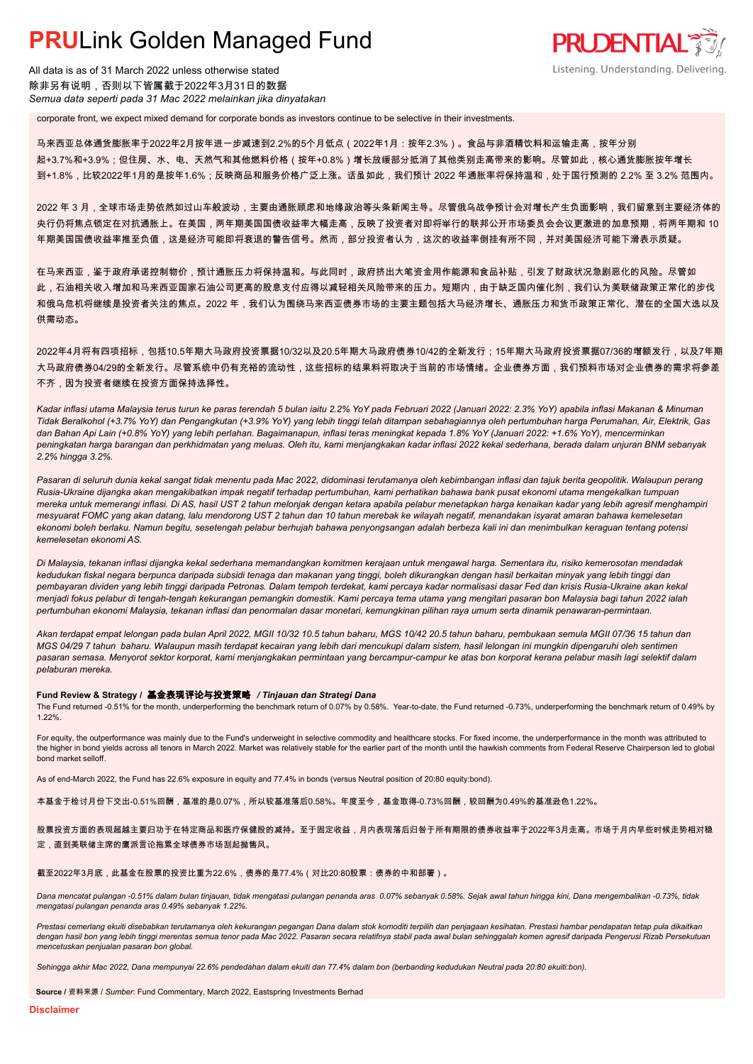corporate front, we expect mixed demand for corporate bonds as investors continue to be selective in their investments.

马来西亚总体通货膨胀率于2022年2月按年进一步减速到2.2%的5个月低点（2022年1月：按年2.3%）。食品与非酒精饮料和运输走高，按年分别起+3.7%和+3.9%；但住房、水、电、天然气和其他燃料价格（按年+0.8%）增长放缓部分抵消了其他类别走高带来的影响。尽管如此，核心通货膨胀按年增长到+1.8%，比较2022年1月的是按年1.6%；反映商品和服务价格广泛上涨。话虽如此，我们预计 2022 年通胀率将保持温和，处于国行预测的 2.2% 至 3.2% 范围内。

2022 年 3 月，全球市场走势依然如过山车般波动，主要由通胀顾虑和地缘政治等头条新闻主导。尽管俄乌战争预计会对增长产生负面影响，我们留意到主要经济体的央行仍将焦点锁定在对抗通胀上。在美国，两年期美国国债收益率大幅走高，反映了投资者对即将举行的联邦公开市场委员会会议更激进的加息预期，将两年期和 10 年期美国国债收益率推至负值，这是经济可能即将衰退的警告信号。然而，部分投资者认为，这次的收益率倒挂有所不同，并对美国经济可能下滑表示质疑。

在马来西亚，鉴于政府承诺控制物价，预计通胀压力将保持温和。与此同时，政府挤出大笔资金用作能源和食品补贴，引发了财政状况急剧恶化的风险。尽管如此，石油相关收入增加和马来西亚国家石油公司更高的股息支付应得以减轻相关风险带来的压力。短期内，由于缺乏国内催化剂，我们认为美联储政策正常化的步伐和俄乌危机将继续是投资者关注的焦点。2022 年，我们认为围绕马来西亚债券市场的主要主题包括大马经济增长、通胀压力和货币政策正常化、潜在的全国大选以及供需动态。

2022年4月将有四项招标，包括10.5年期大马政府投资票据10/32以及20.5年期大马政府债券10/42的全新发行；15年期大马政府投资票据07/36的增额发行，以及7年期大马政府债券04/29的全新发行。尽管系统中仍有充裕的流动性，这些招标的结果料将取决于当前的市场情绪。企业债券方面，我们预料市场对企业债券的需求将参差不齐，因为投资者继续在投资方面保持选择性。

*Kadar inflasi utama Malaysia terus turun ke paras terendah 5 bulan iaitu 2.2% YoY pada Februari 2022 (Januari 2022: 2.3% YoY) apabila inflasi Makanan & Minuman Tidak Beralkohol (+3.7% YoY) dan Pengangkutan (+3.9% YoY) yang lebih tinggi telah ditampan sebahagiannya oleh pertumbuhan harga Perumahan, Air, Elektrik, Gas dan Bahan Api Lain (+0.8% YoY) yang lebih perlahan. Bagaimanapun, inflasi teras meningkat kepada 1.8% YoY (Januari 2022: +1.6% YoY), mencerminkan peningkatan harga barangan dan perkhidmatan yang meluas. Oleh itu, kami menjangkakan kadar inflasi 2022 kekal sederhana, berada dalam unjuran BNM sebanyak 2.2% hingga 3.2%.*

*Pasaran di seluruh dunia kekal sangat tidak menentu pada Mac 2022, didominasi terutamanya oleh kebimbangan inflasi dan tajuk berita geopolitik. Walaupun perang Rusia-Ukraine dijangka akan mengakibatkan impak negatif terhadap pertumbuhan, kami perhatikan bahawa bank pusat ekonomi utama mengekalkan tumpuan mereka untuk memerangi inflasi. Di AS, hasil UST 2 tahun melonjak dengan ketara apabila pelabur menetapkan harga kenaikan kadar yang lebih agresif menghampiri mesyuarat FOMC yang akan datang, lalu mendorong UST 2 tahun dan 10 tahun merebak ke wilayah negatif, menandakan isyarat amaran bahawa kemelesetan ekonomi boleh berlaku. Namun begitu, sesetengah pelabur berhujah bahawa penyongsangan adalah berbeza kali ini dan menimbulkan keraguan tentang potensi kemelesetan ekonomi AS.*

*Di Malaysia, tekanan inflasi dijangka kekal sederhana memandangkan komitmen kerajaan untuk mengawal harga. Sementara itu, risiko kemerosotan mendadak kedudukan fiskal negara berpunca daripada subsidi tenaga dan makanan yang tinggi, boleh dikurangkan dengan hasil berkaitan minyak yang lebih tinggi dan pembayaran dividen yang lebih tinggi daripada Petronas. Dalam tempoh terdekat, kami percaya kadar normalisasi dasar Fed dan krisis Rusia-Ukraine akan kekal menjadi fokus pelabur di tengah-tengah kekurangan pemangkin domestik. Kami percaya tema utama yang mengitari pasaran bon Malaysia bagi tahun 2022 ialah pertumbuhan ekonomi Malaysia, tekanan inflasi dan penormalan dasar monetari, kemungkinan pilihan raya umum serta dinamik penawaran-permintaan.*

*Akan terdapat empat lelongan pada bulan April 2022, MGII 10/32 10.5 tahun baharu, MGS 10/42 20.5 tahun baharu, pembukaan semula MGII 07/36 15 tahun dan MGS 04/29 7 tahun baharu. Walaupun masih terdapat kecairan yang lebih dari mencukupi dalam sistem, hasil lelongan ini mungkin dipengaruhi oleh sentimen pasaran semasa. Menyorot sektor korporat, kami menjangkakan permintaan yang bercampur-campur ke atas bon korporat kerana pelabur masih lagi selektif dalam pelaburan mereka.*

### Fund Review & Strategy / 基金表现评论与投资策略 / *Tinjauan dan Strategi Dana*

The Fund returned -0.51% for the month, underperforming the benchmark return of 0.07% by 0.58%. Year-to-date, the Fund returned -0.73%, underperforming the benchmark return of 0.49% by 1.22%.

For equity, the outperformance was mainly due to the Fund's underweight in selective commodity and healthcare stocks. For fixed income, the underperformance in the month was attributed to the higher in bond yields across all tenors in March 2022. Market was relatively stable for the earlier part of the month until the hawkish comments from Federal Reserve Chairperson led to global bond market selloff.

As of end-March 2022, the Fund has 22.6% exposure in equity and 77.4% in bonds (versus Neutral position of 20:80 equity:bond).

本基金于检讨月份下交出-0.51%回酬，基准的是0.07%，所以较基准落后0.58%。年度至今，基金取得-0.73%回酬，较回酬为0.49%的基准逊色1.22%。

股票投资方面的表现超越主要归功于在特定商品和医疗保健股的减持。至于固定收益，月内表现落后归咎于所有期限的债券收益率于2022年3月走高。市场于月内早些时候走势相对稳定，直到美联储主席的鹰派言论拖累全球债券市场刮起抛售风。

截至2022年3月底，此基金在股票的投资比重为22.6%，债券的是77.4%（对比20:80股票：债券的中和部署）。

*Dana mencatat pulangan -0.51% dalam bulan tinjauan, tidak mengatasi pulangan penanda aras 0.07% sebanyak 0.58%. Sejak awal tahun hingga kini, Dana mengembalikan -0.73%, tidak mengatasi pulangan penanda aras 0.49% sebanyak 1.22%.*

*Prestasi cemerlang ekuiti disebabkan terutamanya oleh kekurangan pegangan Dana dalam stok komoditi terpilih dan penjagaan kesihatan. Prestasi hambar pendapatan tetap pula dikaitkan dengan hasil bon yang lebih tinggi merentas semua tenor pada Mac 2022. Pasaran secara relatifnya stabil pada awal bulan sehinggalah komen agresif daripada Pengerusi Rizab Persekutuan mencetuskan penjualan pasaran bon global.*

*Sehingga akhir Mac 2022, Dana mempunyai 22.6% pendedahan dalam ekuiti dan 77.4% dalam bon (berbanding kedudukan Neutral pada 20:80 ekuiti:bon).*

**Source** / 资料来源 / *Sumber*: Fund Commentary, March 2022, Eastspring Investments Berhad

**Disclaimer**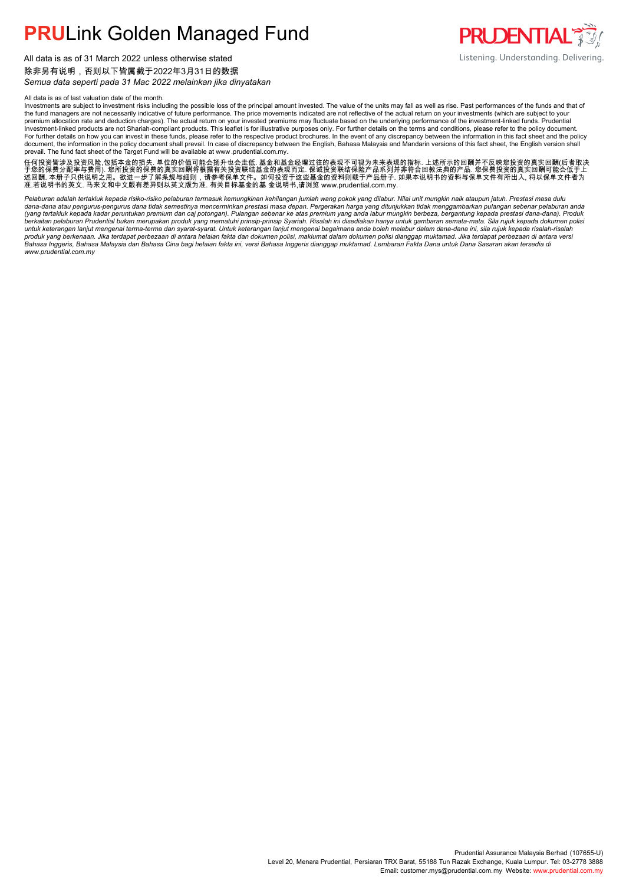# PRULink Golden Managed Fund

All data is as of 31 March 2022 unless otherwise stated

除非另有说明，否则以下皆属截于2022年3月31日的数据

*Semua data seperti pada 31 Mac 2022 melainkan jika dinyatakan*

All data is as of last valuation date of the month.
Investments are subject to investment risks including the possible loss of the principal amount invested. The value of the units may fall as well as rise. Past performances of the funds and that of the fund managers are not necessarily indicative of future performance. The price movements indicated are not reflective of the actual return on your investments (which are subject to your premium allocation rate and deduction charges). The actual return on your invested premiums may fluctuate based on the underlying performance of the investment-linked funds. Prudential Investment-linked products are not Shariah-compliant products. This leaflet is for illustrative purposes only. For further details on the terms and conditions, please refer to the policy document. For further details on how you can invest in these funds, please refer to the respective product brochures. In the event of any discrepancy between the information in this fact sheet and the policy document, the information in the policy document shall prevail. In case of discrepancy between the English, Bahasa Malaysia and Mandarin versions of this fact sheet, the English version shall prevail. The fund fact sheet of the Target Fund will be available at www .prudential.com.my.

任何投资皆涉及投资风险,包括本金的损失. 单位的价值可能会扬升也会走低. 基金和基金经理过往的表现不可视为未来表现的指标. 上述所示的回酬并不反映您投资的真实回酬(后者取决于您的保费分配率与费用). 您所投资的保费的真实回酬将根据有关投资联结基金的表现而定. 保诚投资联结保险产品系列并非符合回教法典的产品. 您保费投资的真实回酬可能会低于上述回酬. 本册子只供说明之用。欲进一步了解条规与细则，请参考保单文件。如何投资于这些基金的资料则载于产品册子. 如果本说明书的资料与保单文件有所出入, 将以保单文件者为准.若说明书的英文. 马来文和中文版有差异则以英文版为准. 有关目标基金的基 金说明书,请浏览 www.prudential.com.my.

*Pelaburan adalah tertakluk kepada risiko-risiko pelaburan termasuk kemungkinan kehilangan jumlah wang pokok yang dilabur. Nilai unit mungkin naik ataupun jatuh. Prestasi masa dulu dana-dana atau pengurus-pengurus dana tidak semestinya mencerminkan prestasi masa depan. Pergerakan harga yang ditunjukkan tidak menggambarkan pulangan sebenar pelaburan anda (yang tertakluk kepada kadar peruntukan premium dan caj potongan). Pulangan sebenar ke atas premium yang anda labur mungkin berbeza, bergantung kepada prestasi dana-dana). Produk berkaitan pelaburan Prudential bukan merupakan produk yang mematuhi prinsip-prinsip Syariah. Risalah ini disediakan hanya untuk gambaran semata-mata. Sila rujuk kepada dokumen polisi untuk keterangan lanjut mengenai terma-terma dan syarat-syarat. Untuk keterangan lanjut mengenai bagaimana anda boleh melabur dalam dana-dana ini, sila rujuk kepada risalah-risalah produk yang berkenaan. Jika terdapat perbezaan di antara helaian fakta dan dokumen polisi, maklumat dalam dokumen polisi dianggap muktamad. Jika terdapat perbezaan di antara versi Bahasa Inggeris, Bahasa Malaysia dan Bahasa Cina bagi helaian fakta ini, versi Bahasa Inggeris dianggap muktamad. Lembaran Fakta Dana untuk Dana Sasaran akan tersedia di www.prudential.com.my*

Prudential Assurance Malaysia Berhad (107655-U)
Level 20, Menara Prudential, Persiaran TRX Barat, 55188 Tun Razak Exchange, Kuala Lumpur. Tel: 03-2778 3888
Email: customer.mys@prudential.com.my Website: www.prudential.com.my